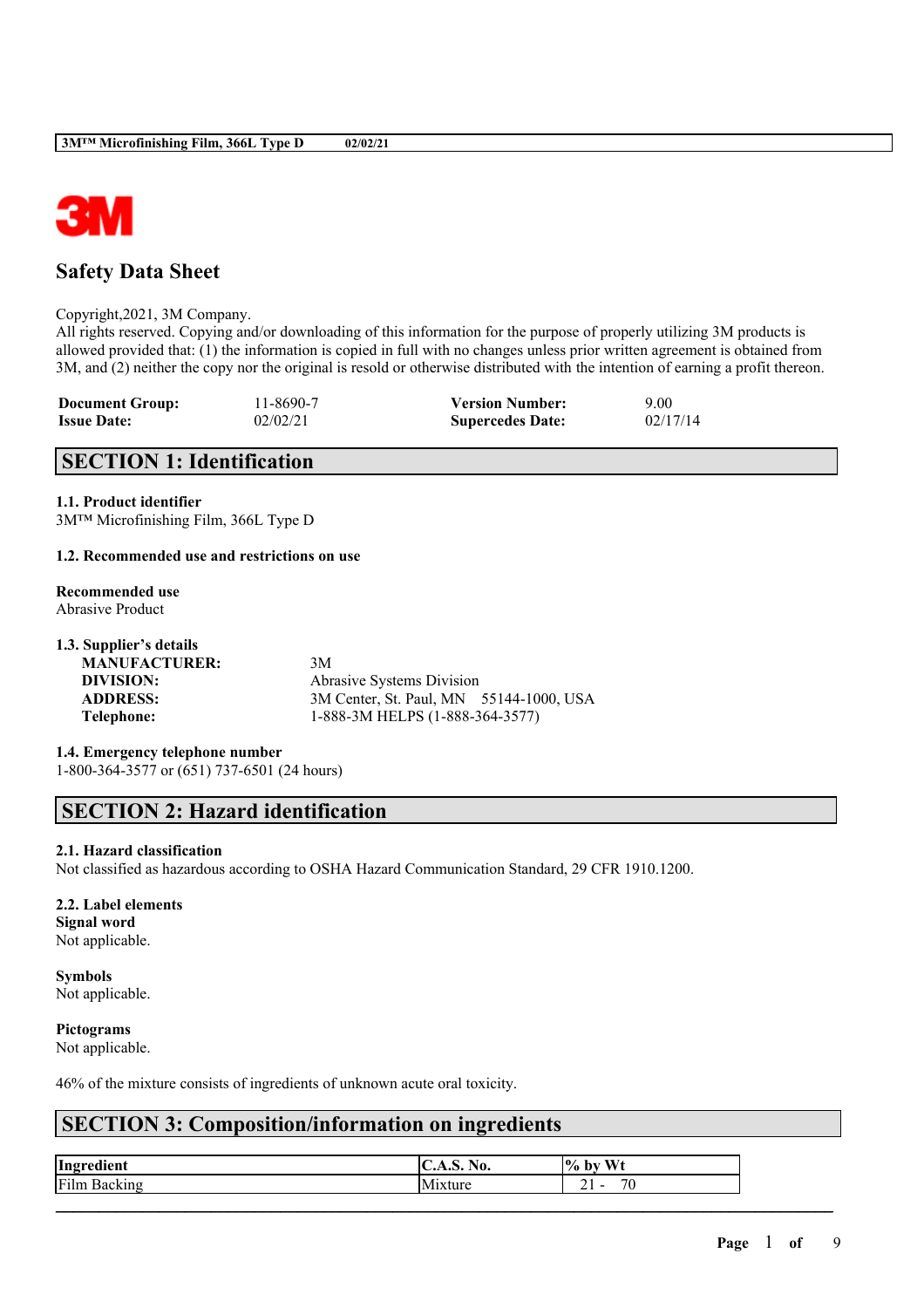# Safety Data Sheet

Copyright,2021, 3M Company.
All rights reserved. Copying and/or downloading of this information for the purpose of properly utilizing 3M products is allowed provided that: (1) the information is copied in full with no changes unless prior written agreement is obtained from 3M, and (2) neither the copy nor the original is resold or otherwise distributed with the intention of earning a profit thereon.

| | | | |
|---|---|---|---|
| **Document Group:** | 11-8690-7 | **Version Number:** | 9.00 |
| **Issue Date:** | 02/02/21 | **Supercedes Date:** | 02/17/14 |

## SECTION 1: Identification

**1.1. Product identifier**
3M™ Microfinishing Film, 366L Type D

**1.2. Recommended use and restrictions on use**

**Recommended use**
Abrasive Product

**1.3. Supplier's details**

| | |
|---|---|
| **MANUFACTURER:** | 3M |
| **DIVISION:** | Abrasive Systems Division |
| **ADDRESS:** | 3M Center, St. Paul, MN 55144-1000, USA |
| **Telephone:** | 1-888-3M HELPS (1-888-364-3577) |

**1.4. Emergency telephone number**
1-800-364-3577 or (651) 737-6501 (24 hours)

## SECTION 2: Hazard identification

**2.1. Hazard classification**
Not classified as hazardous according to OSHA Hazard Communication Standard, 29 CFR 1910.1200.

**2.2. Label elements**
**Signal word**
Not applicable.

**Symbols**
Not applicable.

**Pictograms**
Not applicable.

46% of the mixture consists of ingredients of unknown acute oral toxicity.

## SECTION 3: Composition/information on ingredients

| Ingredient | C.A.S. No. | % by Wt |
|---|---|---|
| Film Backing | Mixture | 21 - 70 |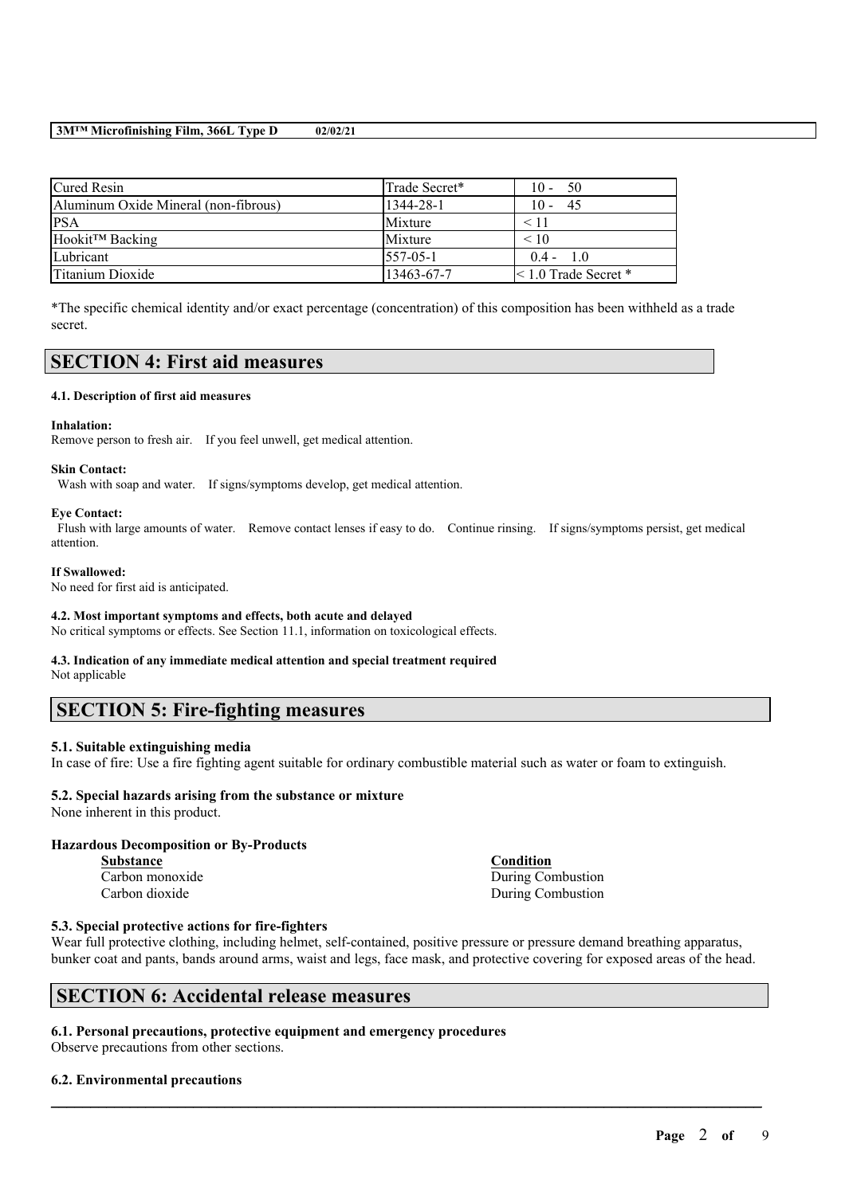| Cured Resin | Trade Secret* | 10 - 50 |
| --- | --- | --- |
| Aluminum Oxide Mineral (non-fibrous) | 1344-28-1 | 10 - 45 |
| PSA | Mixture | < 11 |
| Hookit™ Backing | Mixture | < 10 |
| Lubricant | 557-05-1 | 0.4 - 1.0 |
| Titanium Dioxide | 13463-67-7 | < 1.0 Trade Secret * |

*The specific chemical identity and/or exact percentage (concentration) of this composition has been withheld as a trade secret.

## SECTION 4: First aid measures

### 4.1. Description of first aid measures

**Inhalation:**
Remove person to fresh air. If you feel unwell, get medical attention.

**Skin Contact:**
Wash with soap and water. If signs/symptoms develop, get medical attention.

**Eye Contact:**
Flush with large amounts of water. Remove contact lenses if easy to do. Continue rinsing. If signs/symptoms persist, get medical attention.

**If Swallowed:**
No need for first aid is anticipated.

### 4.2. Most important symptoms and effects, both acute and delayed
No critical symptoms or effects. See Section 11.1, information on toxicological effects.

### 4.3. Indication of any immediate medical attention and special treatment required
Not applicable

## SECTION 5: Fire-fighting measures

### 5.1. Suitable extinguishing media
In case of fire: Use a fire fighting agent suitable for ordinary combustible material such as water or foam to extinguish.

### 5.2. Special hazards arising from the substance or mixture
None inherent in this product.

**Hazardous Decomposition or By-Products**

| Substance | Condition |
| --- | --- |
| Carbon monoxide | During Combustion |
| Carbon dioxide | During Combustion |

### 5.3. Special protective actions for fire-fighters
Wear full protective clothing, including helmet, self-contained, positive pressure or pressure demand breathing apparatus, bunker coat and pants, bands around arms, waist and legs, face mask, and protective covering for exposed areas of the head.

## SECTION 6: Accidental release measures

### 6.1. Personal precautions, protective equipment and emergency procedures
Observe precautions from other sections.

### 6.2. Environmental precautions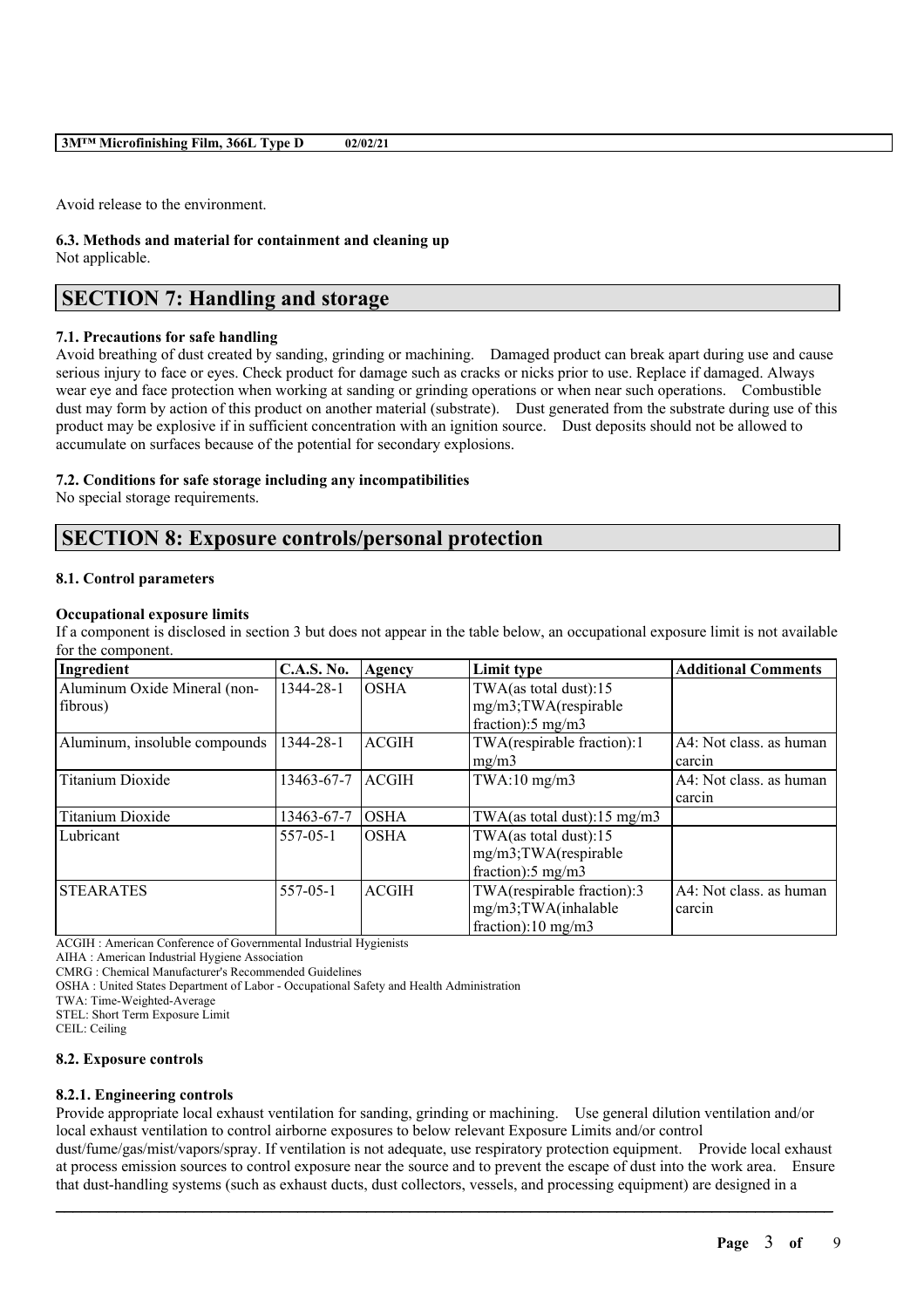Avoid release to the environment.

**6.3. Methods and material for containment and cleaning up**
Not applicable.

## SECTION 7: Handling and storage

**7.1. Precautions for safe handling**
Avoid breathing of dust created by sanding, grinding or machining. Damaged product can break apart during use and cause serious injury to face or eyes. Check product for damage such as cracks or nicks prior to use. Replace if damaged. Always wear eye and face protection when working at sanding or grinding operations or when near such operations. Combustible dust may form by action of this product on another material (substrate). Dust generated from the substrate during use of this product may be explosive if in sufficient concentration with an ignition source. Dust deposits should not be allowed to accumulate on surfaces because of the potential for secondary explosions.

**7.2. Conditions for safe storage including any incompatibilities**
No special storage requirements.

## SECTION 8: Exposure controls/personal protection

**8.1. Control parameters**

**Occupational exposure limits**
If a component is disclosed in section 3 but does not appear in the table below, an occupational exposure limit is not available for the component.

| Ingredient | C.A.S. No. | Agency | Limit type | Additional Comments |
|---|---|---|---|---|
| Aluminum Oxide Mineral (non-fibrous) | 1344-28-1 | OSHA | TWA(as total dust):15 mg/m3;TWA(respirable fraction):5 mg/m3 | |
| Aluminum, insoluble compounds | 1344-28-1 | ACGIH | TWA(respirable fraction):1 mg/m3 | A4: Not class. as human carcin |
| Titanium Dioxide | 13463-67-7 | ACGIH | TWA:10 mg/m3 | A4: Not class. as human carcin |
| Titanium Dioxide | 13463-67-7 | OSHA | TWA(as total dust):15 mg/m3 | |
| Lubricant | 557-05-1 | OSHA | TWA(as total dust):15 mg/m3;TWA(respirable fraction):5 mg/m3 | |
| STEARATES | 557-05-1 | ACGIH | TWA(respirable fraction):3 mg/m3;TWA(inhalable fraction):10 mg/m3 | A4: Not class. as human carcin |

ACGIH : American Conference of Governmental Industrial Hygienists
AIHA : American Industrial Hygiene Association
CMRG : Chemical Manufacturer's Recommended Guidelines
OSHA : United States Department of Labor - Occupational Safety and Health Administration
TWA: Time-Weighted-Average
STEL: Short Term Exposure Limit
CEIL: Ceiling

**8.2. Exposure controls**

**8.2.1. Engineering controls**
Provide appropriate local exhaust ventilation for sanding, grinding or machining. Use general dilution ventilation and/or local exhaust ventilation to control airborne exposures to below relevant Exposure Limits and/or control dust/fume/gas/mist/vapors/spray. If ventilation is not adequate, use respiratory protection equipment. Provide local exhaust at process emission sources to control exposure near the source and to prevent the escape of dust into the work area. Ensure that dust-handling systems (such as exhaust ducts, dust collectors, vessels, and processing equipment) are designed in a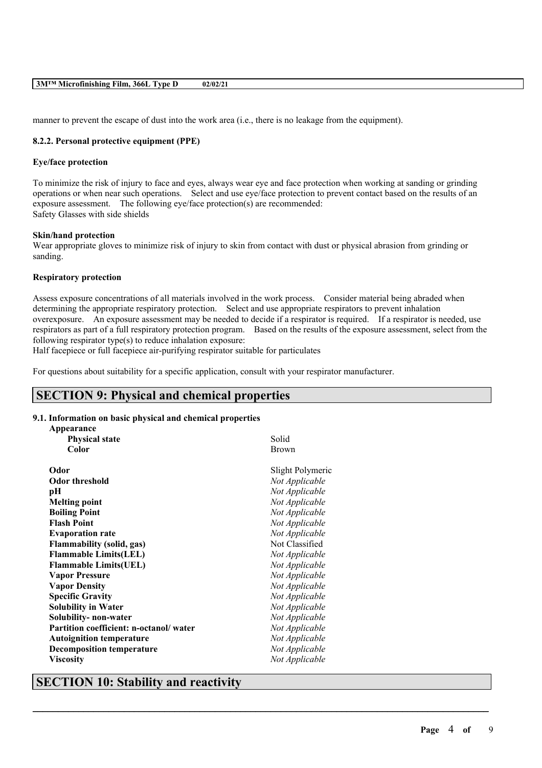manner to prevent the escape of dust into the work area (i.e., there is no leakage from the equipment).

#### 8.2.2. Personal protective equipment (PPE)

**Eye/face protection**

To minimize the risk of injury to face and eyes, always wear eye and face protection when working at sanding or grinding operations or when near such operations. Select and use eye/face protection to prevent contact based on the results of an exposure assessment. The following eye/face protection(s) are recommended:
Safety Glasses with side shields

**Skin/hand protection**

Wear appropriate gloves to minimize risk of injury to skin from contact with dust or physical abrasion from grinding or sanding.

**Respiratory protection**

Assess exposure concentrations of all materials involved in the work process. Consider material being abraded when determining the appropriate respiratory protection. Select and use appropriate respirators to prevent inhalation overexposure. An exposure assessment may be needed to decide if a respirator is required. If a respirator is needed, use respirators as part of a full respiratory protection program. Based on the results of the exposure assessment, select from the following respirator type(s) to reduce inhalation exposure:
Half facepiece or full facepiece air-purifying respirator suitable for particulates

For questions about suitability for a specific application, consult with your respirator manufacturer.

## SECTION 9: Physical and chemical properties

### 9.1. Information on basic physical and chemical properties

| Property | Value |
|---|---|
| **Appearance** | |
| **Physical state** | Solid |
| **Color** | Brown |
| **Odor** | Slight Polymeric |
| **Odor threshold** | *Not Applicable* |
| **pH** | *Not Applicable* |
| **Melting point** | *Not Applicable* |
| **Boiling Point** | *Not Applicable* |
| **Flash Point** | *Not Applicable* |
| **Evaporation rate** | *Not Applicable* |
| **Flammability (solid, gas)** | Not Classified |
| **Flammable Limits(LEL)** | *Not Applicable* |
| **Flammable Limits(UEL)** | *Not Applicable* |
| **Vapor Pressure** | *Not Applicable* |
| **Vapor Density** | *Not Applicable* |
| **Specific Gravity** | *Not Applicable* |
| **Solubility in Water** | *Not Applicable* |
| **Solubility- non-water** | *Not Applicable* |
| **Partition coefficient: n-octanol/ water** | *Not Applicable* |
| **Autoignition temperature** | *Not Applicable* |
| **Decomposition temperature** | *Not Applicable* |
| **Viscosity** | *Not Applicable* |

## SECTION 10: Stability and reactivity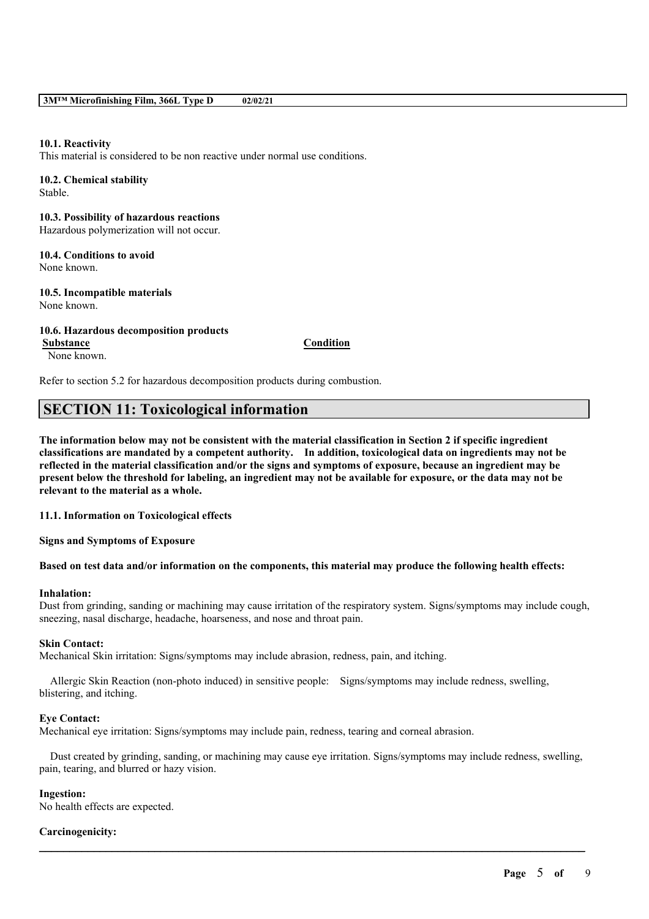**10.1. Reactivity**
This material is considered to be non reactive under normal use conditions.

**10.2. Chemical stability**
Stable.

**10.3. Possibility of hazardous reactions**
Hazardous polymerization will not occur.

**10.4. Conditions to avoid**
None known.

**10.5. Incompatible materials**
None known.

**10.6. Hazardous decomposition products**

| Substance | Condition |
|---|---|
| None known. | |

Refer to section 5.2 for hazardous decomposition products during combustion.

## SECTION 11: Toxicological information

**The information below may not be consistent with the material classification in Section 2 if specific ingredient classifications are mandated by a competent authority. In addition, toxicological data on ingredients may not be reflected in the material classification and/or the signs and symptoms of exposure, because an ingredient may be present below the threshold for labeling, an ingredient may not be available for exposure, or the data may not be relevant to the material as a whole.**

**11.1. Information on Toxicological effects**

**Signs and Symptoms of Exposure**

**Based on test data and/or information on the components, this material may produce the following health effects:**

**Inhalation:**
Dust from grinding, sanding or machining may cause irritation of the respiratory system. Signs/symptoms may include cough, sneezing, nasal discharge, headache, hoarseness, and nose and throat pain.

**Skin Contact:**
Mechanical Skin irritation: Signs/symptoms may include abrasion, redness, pain, and itching.

Allergic Skin Reaction (non-photo induced) in sensitive people: Signs/symptoms may include redness, swelling, blistering, and itching.

**Eye Contact:**
Mechanical eye irritation: Signs/symptoms may include pain, redness, tearing and corneal abrasion.

Dust created by grinding, sanding, or machining may cause eye irritation. Signs/symptoms may include redness, swelling, pain, tearing, and blurred or hazy vision.

**Ingestion:**
No health effects are expected.

**Carcinogenicity:**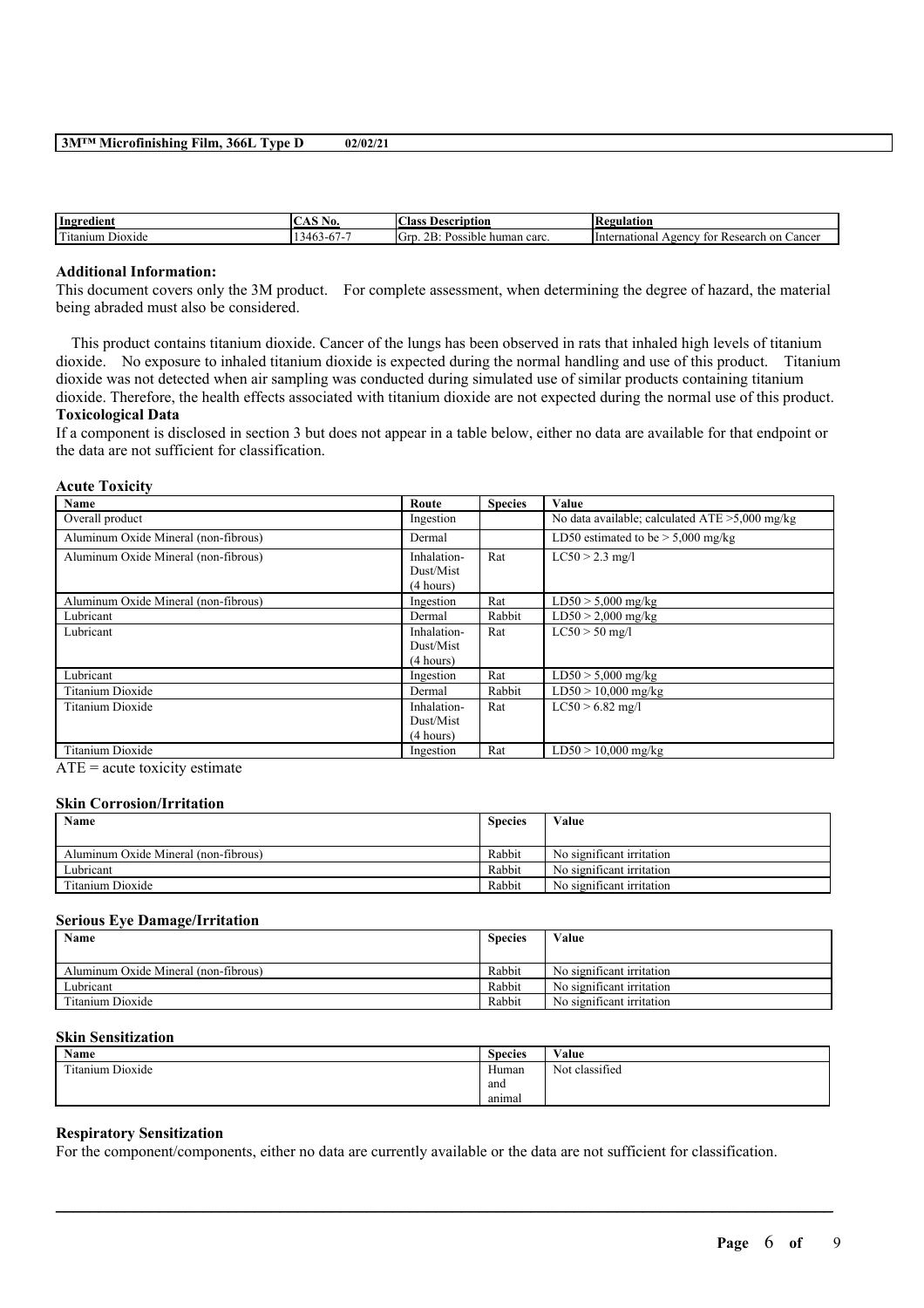| Ingredient | CAS No. | Class Description | Regulation |
|---|---|---|---|
| Titanium Dioxide | 13463-67-7 | Grp. 2B: Possible human carc. | International Agency for Research on Cancer |

**Additional Information:**
This document covers only the 3M product. For complete assessment, when determining the degree of hazard, the material being abraded must also be considered.

This product contains titanium dioxide. Cancer of the lungs has been observed in rats that inhaled high levels of titanium dioxide. No exposure to inhaled titanium dioxide is expected during the normal handling and use of this product. Titanium dioxide was not detected when air sampling was conducted during simulated use of similar products containing titanium dioxide. Therefore, the health effects associated with titanium dioxide are not expected during the normal use of this product.

**Toxicological Data**
If a component is disclosed in section 3 but does not appear in a table below, either no data are available for that endpoint or the data are not sufficient for classification.

**Acute Toxicity**

| Name | Route | Species | Value |
|---|---|---|---|
| Overall product | Ingestion | | No data available; calculated ATE >5,000 mg/kg |
| Aluminum Oxide Mineral (non-fibrous) | Dermal | | LD50 estimated to be > 5,000 mg/kg |
| Aluminum Oxide Mineral (non-fibrous) | Inhalation-Dust/Mist (4 hours) | Rat | LC50 > 2.3 mg/l |
| Aluminum Oxide Mineral (non-fibrous) | Ingestion | Rat | LD50 > 5,000 mg/kg |
| Lubricant | Dermal | Rabbit | LD50 > 2,000 mg/kg |
| Lubricant | Inhalation-Dust/Mist (4 hours) | Rat | LC50 > 50 mg/l |
| Lubricant | Ingestion | Rat | LD50 > 5,000 mg/kg |
| Titanium Dioxide | Dermal | Rabbit | LD50 > 10,000 mg/kg |
| Titanium Dioxide | Inhalation-Dust/Mist (4 hours) | Rat | LC50 > 6.82 mg/l |
| Titanium Dioxide | Ingestion | Rat | LD50 > 10,000 mg/kg |

ATE = acute toxicity estimate

**Skin Corrosion/Irritation**

| Name | Species | Value |
|---|---|---|
| Aluminum Oxide Mineral (non-fibrous) | Rabbit | No significant irritation |
| Lubricant | Rabbit | No significant irritation |
| Titanium Dioxide | Rabbit | No significant irritation |

**Serious Eye Damage/Irritation**

| Name | Species | Value |
|---|---|---|
| Aluminum Oxide Mineral (non-fibrous) | Rabbit | No significant irritation |
| Lubricant | Rabbit | No significant irritation |
| Titanium Dioxide | Rabbit | No significant irritation |

**Skin Sensitization**

| Name | Species | Value |
|---|---|---|
| Titanium Dioxide | Human and animal | Not classified |

**Respiratory Sensitization**
For the component/components, either no data are currently available or the data are not sufficient for classification.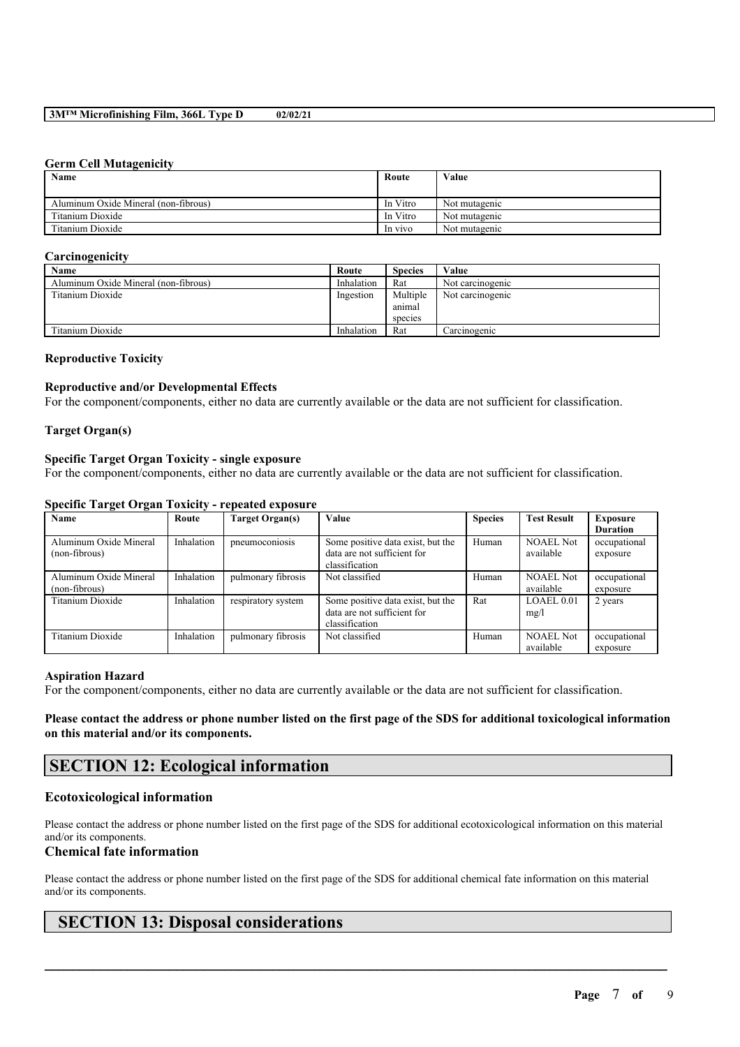#### Germ Cell Mutagenicity

| Name | Route | Value |
| --- | --- | --- |
| Aluminum Oxide Mineral (non-fibrous) | In Vitro | Not mutagenic |
| Titanium Dioxide | In Vitro | Not mutagenic |
| Titanium Dioxide | In vivo | Not mutagenic |

#### Carcinogenicity

| Name | Route | Species | Value |
| --- | --- | --- | --- |
| Aluminum Oxide Mineral (non-fibrous) | Inhalation | Rat | Not carcinogenic |
| Titanium Dioxide | Ingestion | Multiple animal species | Not carcinogenic |
| Titanium Dioxide | Inhalation | Rat | Carcinogenic |

#### Reproductive Toxicity

#### Reproductive and/or Developmental Effects

For the component/components, either no data are currently available or the data are not sufficient for classification.

#### Target Organ(s)

#### Specific Target Organ Toxicity - single exposure

For the component/components, either no data are currently available or the data are not sufficient for classification.

#### Specific Target Organ Toxicity - repeated exposure

| Name | Route | Target Organ(s) | Value | Species | Test Result | Exposure Duration |
| --- | --- | --- | --- | --- | --- | --- |
| Aluminum Oxide Mineral (non-fibrous) | Inhalation | pneumoconiosis | Some positive data exist, but the data are not sufficient for classification | Human | NOAEL Not available | occupational exposure |
| Aluminum Oxide Mineral (non-fibrous) | Inhalation | pulmonary fibrosis | Not classified | Human | NOAEL Not available | occupational exposure |
| Titanium Dioxide | Inhalation | respiratory system | Some positive data exist, but the data are not sufficient for classification | Rat | LOAEL 0.01 mg/l | 2 years |
| Titanium Dioxide | Inhalation | pulmonary fibrosis | Not classified | Human | NOAEL Not available | occupational exposure |

#### Aspiration Hazard

For the component/components, either no data are currently available or the data are not sufficient for classification.

**Please contact the address or phone number listed on the first page of the SDS for additional toxicological information on this material and/or its components.**

## SECTION 12: Ecological information

### Ecotoxicological information

Please contact the address or phone number listed on the first page of the SDS for additional ecotoxicological information on this material and/or its components.

### Chemical fate information

Please contact the address or phone number listed on the first page of the SDS for additional chemical fate information on this material and/or its components.

## SECTION 13: Disposal considerations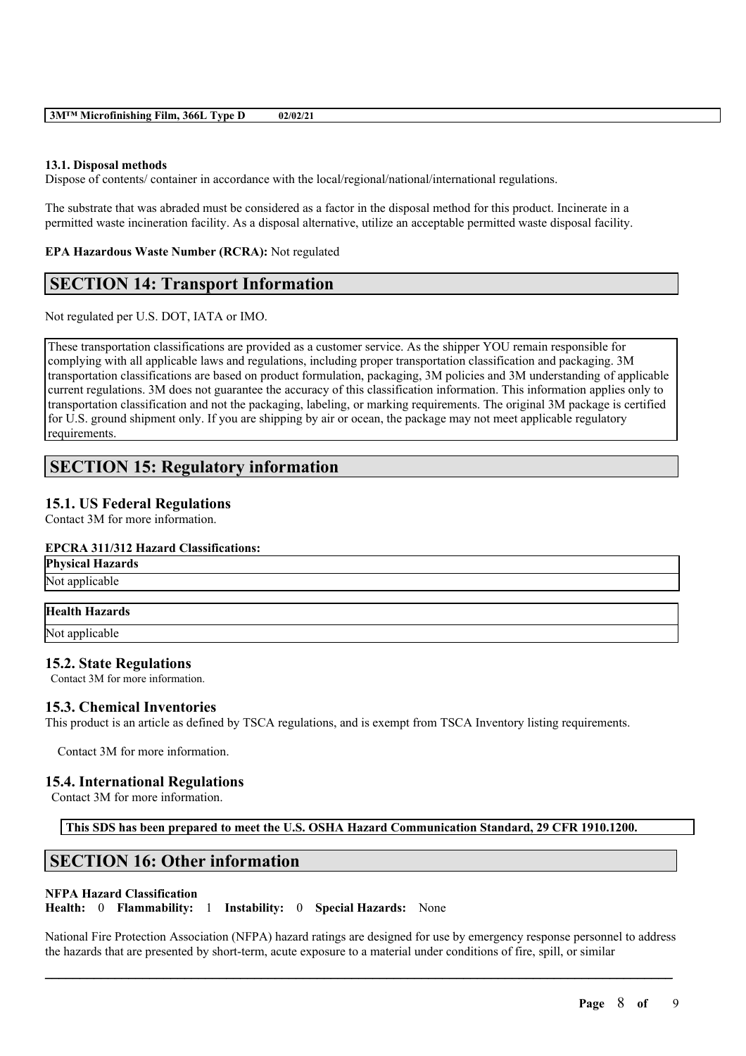### 13.1. Disposal methods

Dispose of contents/ container in accordance with the local/regional/national/international regulations.

The substrate that was abraded must be considered as a factor in the disposal method for this product. Incinerate in a permitted waste incineration facility. As a disposal alternative, utilize an acceptable permitted waste disposal facility.

**EPA Hazardous Waste Number (RCRA):** Not regulated

## SECTION 14: Transport Information

Not regulated per U.S. DOT, IATA or IMO.

These transportation classifications are provided as a customer service. As the shipper YOU remain responsible for complying with all applicable laws and regulations, including proper transportation classification and packaging. 3M transportation classifications are based on product formulation, packaging, 3M policies and 3M understanding of applicable current regulations. 3M does not guarantee the accuracy of this classification information. This information applies only to transportation classification and not the packaging, labeling, or marking requirements. The original 3M package is certified for U.S. ground shipment only. If you are shipping by air or ocean, the package may not meet applicable regulatory requirements.

## SECTION 15: Regulatory information

### 15.1. US Federal Regulations

Contact 3M for more information.

**EPCRA 311/312 Hazard Classifications:**

| Physical Hazards |
|---|
| Not applicable |

| Health Hazards |
|---|
| Not applicable |

### 15.2. State Regulations

Contact 3M for more information.

### 15.3. Chemical Inventories

This product is an article as defined by TSCA regulations, and is exempt from TSCA Inventory listing requirements.

Contact 3M for more information.

### 15.4. International Regulations

Contact 3M for more information.

**This SDS has been prepared to meet the U.S. OSHA Hazard Communication Standard, 29 CFR 1910.1200.**

## SECTION 16: Other information

**NFPA Hazard Classification**

**Health:** 0 **Flammability:** 1 **Instability:** 0 **Special Hazards:** None

National Fire Protection Association (NFPA) hazard ratings are designed for use by emergency response personnel to address the hazards that are presented by short-term, acute exposure to a material under conditions of fire, spill, or similar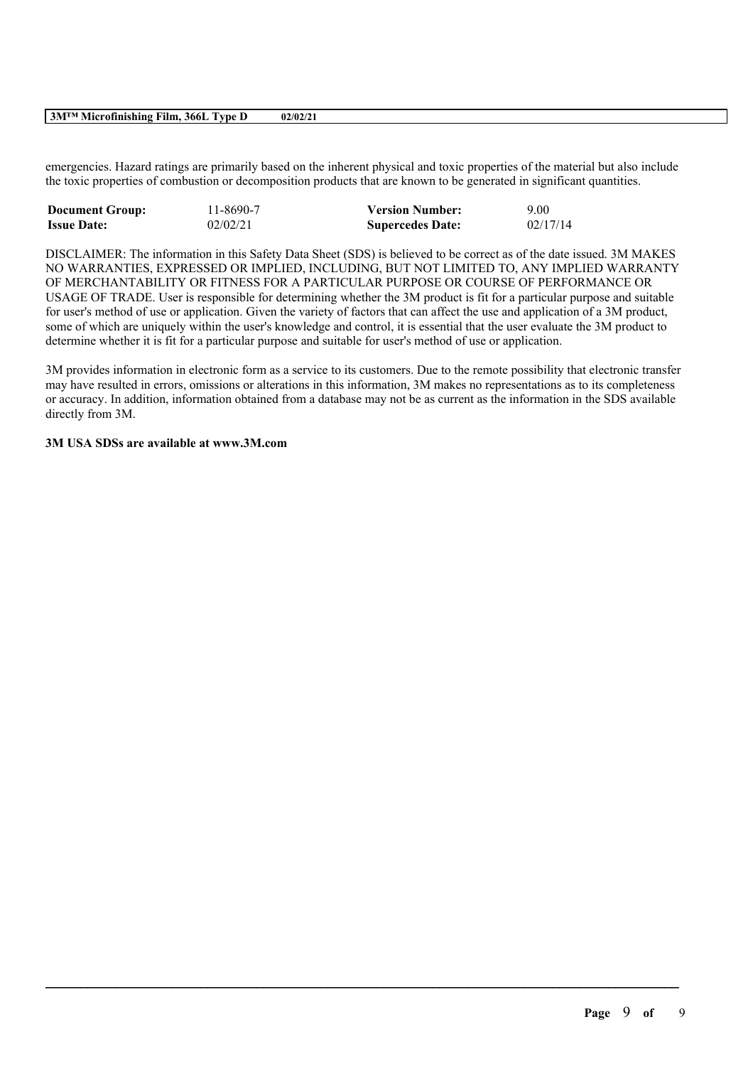emergencies. Hazard ratings are primarily based on the inherent physical and toxic properties of the material but also include the toxic properties of combustion or decomposition products that are known to be generated in significant quantities.

| | | | |
|---|---|---|---|
| **Document Group:** | 11-8690-7 | **Version Number:** | 9.00 |
| **Issue Date:** | 02/02/21 | **Supercedes Date:** | 02/17/14 |

DISCLAIMER: The information in this Safety Data Sheet (SDS) is believed to be correct as of the date issued. 3M MAKES NO WARRANTIES, EXPRESSED OR IMPLIED, INCLUDING, BUT NOT LIMITED TO, ANY IMPLIED WARRANTY OF MERCHANTABILITY OR FITNESS FOR A PARTICULAR PURPOSE OR COURSE OF PERFORMANCE OR USAGE OF TRADE. User is responsible for determining whether the 3M product is fit for a particular purpose and suitable for user's method of use or application. Given the variety of factors that can affect the use and application of a 3M product, some of which are uniquely within the user's knowledge and control, it is essential that the user evaluate the 3M product to determine whether it is fit for a particular purpose and suitable for user's method of use or application.

3M provides information in electronic form as a service to its customers. Due to the remote possibility that electronic transfer may have resulted in errors, omissions or alterations in this information, 3M makes no representations as to its completeness or accuracy. In addition, information obtained from a database may not be as current as the information in the SDS available directly from 3M.

**3M USA SDSs are available at www.3M.com**